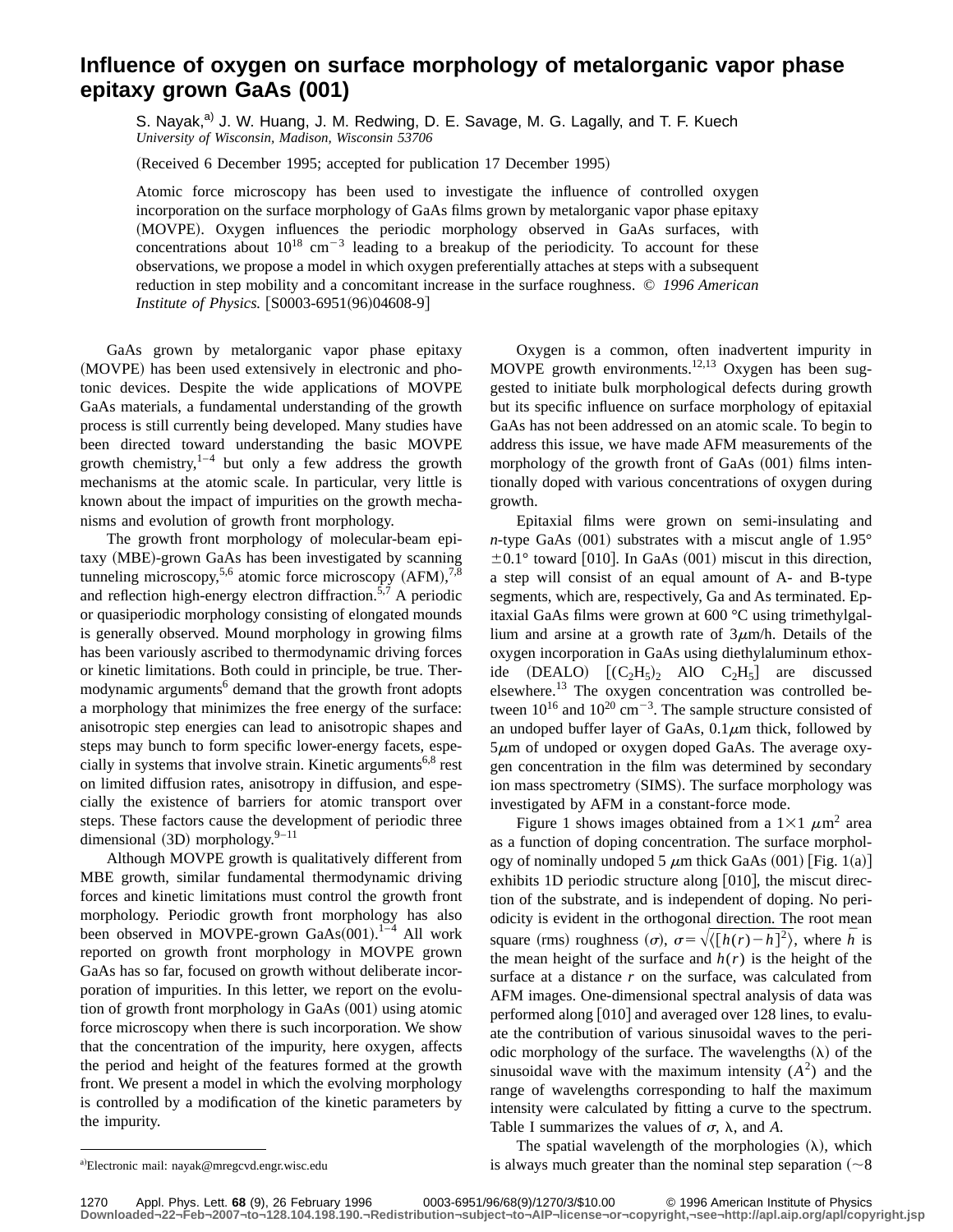# Influence of oxygen on surface morphology of metalorganic vapor phase epitaxy grown GaAs (001)

S. Nayak,[a] J. W. Huang, J. M. Redwing, D. E. Savage, M. G. Lagally, and T. F. Kuech
*University of Wisconsin, Madison, Wisconsin 53706*

(Received 6 December 1995; accepted for publication 17 December 1995)

Atomic force microscopy has been used to investigate the influence of controlled oxygen incorporation on the surface morphology of GaAs films grown by metalorganic vapor phase epitaxy (MOVPE). Oxygen influences the periodic morphology observed in GaAs surfaces, with concentrations about $10^{18}$ cm$^{-3}$ leading to a breakup of the periodicity. To account for these observations, we propose a model in which oxygen preferentially attaches at steps with a subsequent reduction in step mobility and a concomitant increase in the surface roughness. © *1996 American Institute of Physics.* [S0003-6951(96)04608-9]

GaAs grown by metalorganic vapor phase epitaxy (MOVPE) has been used extensively in electronic and photonic devices. Despite the wide applications of MOVPE GaAs materials, a fundamental understanding of the growth process is still currently being developed. Many studies have been directed toward understanding the basic MOVPE growth chemistry,[1–4] but only a few address the growth mechanisms at the atomic scale. In particular, very little is known about the impact of impurities on the growth mechanisms and evolution of growth front morphology.

The growth front morphology of molecular-beam epitaxy (MBE)-grown GaAs has been investigated by scanning tunneling microscopy,[5,6] atomic force microscopy (AFM),[7,8] and reflection high-energy electron diffraction.[5,7] A periodic or quasiperiodic morphology consisting of elongated mounds is generally observed. Mound morphology in growing films has been variously ascribed to thermodynamic driving forces or kinetic limitations. Both could in principle, be true. Thermodynamic arguments[6] demand that the growth front adopts a morphology that minimizes the free energy of the surface: anisotropic step energies can lead to anisotropic shapes and steps may bunch to form specific lower-energy facets, especially in systems that involve strain. Kinetic arguments[6,8] rest on limited diffusion rates, anisotropy in diffusion, and especially the existence of barriers for atomic transport over steps. These factors cause the development of periodic three dimensional (3D) morphology.[9–11]

Although MOVPE growth is qualitatively different from MBE growth, similar fundamental thermodynamic driving forces and kinetic limitations must control the growth front morphology. Periodic growth front morphology has also been observed in MOVPE-grown GaAs(001).[1–4] All work reported on growth front morphology in MOVPE grown GaAs has so far, focused on growth without deliberate incorporation of impurities. In this letter, we report on the evolution of growth front morphology in GaAs (001) using atomic force microscopy when there is such incorporation. We show that the concentration of the impurity, here oxygen, affects the period and height of the features formed at the growth front. We present a model in which the evolving morphology is controlled by a modification of the kinetic parameters by the impurity.

[a]Electronic mail: nayak@mregcvd.engr.wisc.edu

Oxygen is a common, often inadvertent impurity in MOVPE growth environments.[12,13] Oxygen has been suggested to initiate bulk morphological defects during growth but its specific influence on surface morphology of epitaxial GaAs has not been addressed on an atomic scale. To begin to address this issue, we have made AFM measurements of the morphology of the growth front of GaAs (001) films intentionally doped with various concentrations of oxygen during growth.

Epitaxial films were grown on semi-insulating and *n*-type GaAs (001) substrates with a miscut angle of 1.95° ±0.1° toward [010]. In GaAs (001) miscut in this direction, a step will consist of an equal amount of A- and B-type segments, which are, respectively, Ga and As terminated. Epitaxial GaAs films were grown at 600 °C using trimethylgallium and arsine at a growth rate of 3$\mu$m/h. Details of the oxygen incorporation in GaAs using diethylaluminum ethoxide (DEALO) [$(C_2H_5)_2$ AlO $C_2H_5$] are discussed elsewhere.[13] The oxygen concentration was controlled between $10^{16}$ and $10^{20}$ cm$^{-3}$. The sample structure consisted of an undoped buffer layer of GaAs, 0.1$\mu$m thick, followed by 5$\mu$m of undoped or oxygen doped GaAs. The average oxygen concentration in the film was determined by secondary ion mass spectrometry (SIMS). The surface morphology was investigated by AFM in a constant-force mode.

Figure 1 shows images obtained from a 1×1 $\mu$m$^2$ area as a function of doping concentration. The surface morphology of nominally undoped 5 $\mu$m thick GaAs (001) [Fig. 1(a)] exhibits 1D periodic structure along [010], the miscut direction of the substrate, and is independent of doping. No periodicity is evident in the orthogonal direction. The root mean square (rms) roughness ($\sigma$), $\sigma=\sqrt{\langle[h(r)-\bar{h}]^2\rangle}$, where $\bar{h}$ is the mean height of the surface and $h(r)$ is the height of the surface at a distance $r$ on the surface, was calculated from AFM images. One-dimensional spectral analysis of data was performed along [010] and averaged over 128 lines, to evaluate the contribution of various sinusoidal waves to the periodic morphology of the surface. The wavelengths ($\lambda$) of the sinusoidal wave with the maximum intensity ($A^2$) and the range of wavelengths corresponding to half the maximum intensity were calculated by fitting a curve to the spectrum. Table I summarizes the values of $\sigma$, $\lambda$, and $A$.

The spatial wavelength of the morphologies ($\lambda$), which is always much greater than the nominal step separation (~8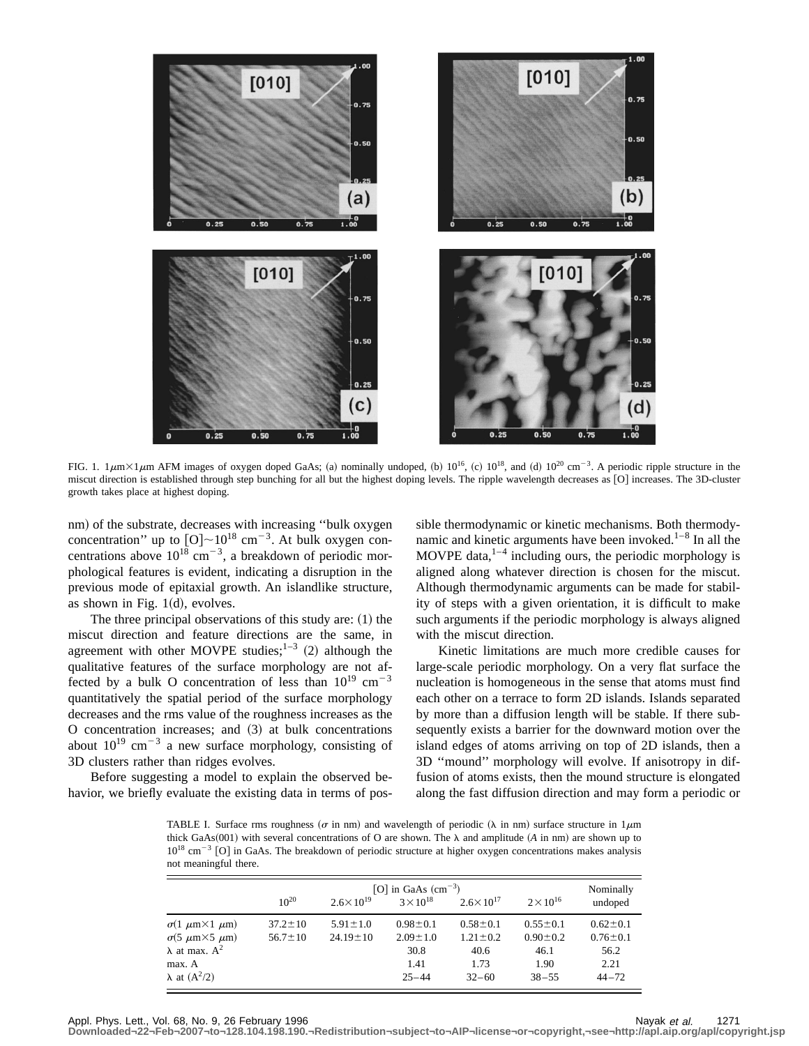FIG. 1. $1\mu m \times 1\mu m$ AFM images of oxygen doped GaAs; (a) nominally undoped, (b) $10^{16}$, (c) $10^{18}$, and (d) $10^{20}$ cm$^{-3}$. A periodic ripple structure in the miscut direction is established through step bunching for all but the highest doping levels. The ripple wavelength decreases as [O] increases. The 3D-cluster growth takes place at highest doping.

nm) of the substrate, decreases with increasing ''bulk oxygen concentration'' up to $[O] \sim 10^{18}$ cm$^{-3}$. At bulk oxygen concentrations above $10^{18}$ cm$^{-3}$, a breakdown of periodic morphological features is evident, indicating a disruption in the previous mode of epitaxial growth. An islandlike structure, as shown in Fig. 1(d), evolves.

The three principal observations of this study are: (1) the miscut direction and feature directions are the same, in agreement with other MOVPE studies;[1–3] (2) although the qualitative features of the surface morphology are not affected by a bulk O concentration of less than $10^{19}$ cm$^{-3}$ quantitatively the spatial period of the surface morphology decreases and the rms value of the roughness increases as the O concentration increases; and (3) at bulk concentrations about $10^{19}$ cm$^{-3}$ a new surface morphology, consisting of 3D clusters rather than ridges evolves.

Before suggesting a model to explain the observed behavior, we briefly evaluate the existing data in terms of possible thermodynamic or kinetic mechanisms. Both thermodynamic and kinetic arguments have been invoked.[1–8] In all the MOVPE data,[1–4] including ours, the periodic morphology is aligned along whatever direction is chosen for the miscut. Although thermodynamic arguments can be made for stability of steps with a given orientation, it is difficult to make such arguments if the periodic morphology is always aligned with the miscut direction.

Kinetic limitations are much more credible causes for large-scale periodic morphology. On a very flat surface the nucleation is homogeneous in the sense that atoms must find each other on a terrace to form 2D islands. Islands separated by more than a diffusion length will be stable. If there subsequently exists a barrier for the downward motion over the island edges of atoms arriving on top of 2D islands, then a 3D ''mound'' morphology will evolve. If anisotropy in diffusion of atoms exists, then the mound structure is elongated along the fast diffusion direction and may form a periodic or

TABLE I. Surface rms roughness ($\sigma$ in nm) and wavelength of periodic ($\lambda$ in nm) surface structure in $1\mu m$ thick GaAs(001) with several concentrations of O are shown. The $\lambda$ and amplitude ($A$ in nm) are shown up to $10^{18}$ cm$^{-3}$ [O] in GaAs. The breakdown of periodic structure at higher oxygen concentrations makes analysis not meaningful there.

| | [O] in GaAs (cm$^{-3}$) | | | | | Nominally |
|---|---|---|---|---|---|---|
| | $10^{20}$ | $2.6\times10^{19}$ | $3\times10^{18}$ | $2.6\times10^{17}$ | $2\times10^{16}$ | undoped |
| $\sigma$(1 $\mu$m$\times$1 $\mu$m) | $37.2\pm10$ | $5.91\pm1.0$ | $0.98\pm0.1$ | $0.58\pm0.1$ | $0.55\pm0.1$ | $0.62\pm0.1$ |
| $\sigma$(5 $\mu$m$\times$5 $\mu$m) | $56.7\pm10$ | $24.19\pm10$ | $2.09\pm1.0$ | $1.21\pm0.2$ | $0.90\pm0.2$ | $0.76\pm0.1$ |
| $\lambda$ at max. $A^2$ | | | 30.8 | 40.6 | 46.1 | 56.2 |
| max. A | | | 1.41 | 1.73 | 1.90 | 2.21 |
| $\lambda$ at ($A^2$/2) | | | 25–44 | 32–60 | 38–55 | 44–72 |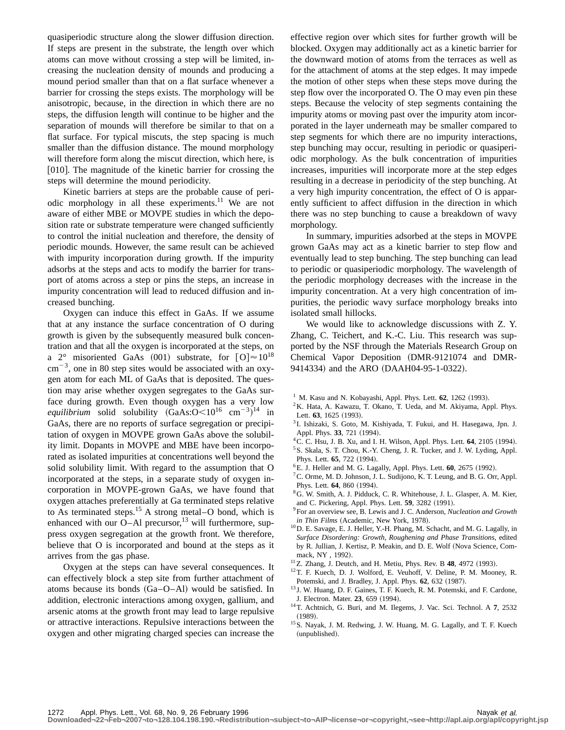quasiperiodic structure along the slower diffusion direction. If steps are present in the substrate, the length over which atoms can move without crossing a step will be limited, increasing the nucleation density of mounds and producing a mound period smaller than that on a flat surface whenever a barrier for crossing the steps exists. The morphology will be anisotropic, because, in the direction in which there are no steps, the diffusion length will continue to be higher and the separation of mounds will therefore be similar to that on a flat surface. For typical miscuts, the step spacing is much smaller than the diffusion distance. The mound morphology will therefore form along the miscut direction, which here, is [010]. The magnitude of the kinetic barrier for crossing the steps will determine the mound periodicity.

Kinetic barriers at steps are the probable cause of periodic morphology in all these experiments.[11] We are not aware of either MBE or MOVPE studies in which the deposition rate or substrate temperature were changed sufficiently to control the initial nucleation and therefore, the density of periodic mounds. However, the same result can be achieved with impurity incorporation during growth. If the impurity adsorbs at the steps and acts to modify the barrier for transport of atoms across a step or pins the steps, an increase in impurity concentration will lead to reduced diffusion and increased bunching.

Oxygen can induce this effect in GaAs. If we assume that at any instance the surface concentration of O during growth is given by the subsequently measured bulk concentration and that all the oxygen is incorporated at the steps, on a 2° misoriented GaAs (001) substrate, for $[\mathrm{O}]\approx 10^{18}$ $\mathrm{cm}^{-3}$, one in 80 step sites would be associated with an oxygen atom for each ML of GaAs that is deposited. The question may arise whether oxygen segregates to the GaAs surface during growth. Even though oxygen has a very low *equilibrium* solid solubility (GaAs:O$<10^{16}$ $\mathrm{cm}^{-3}$)[14] in GaAs, there are no reports of surface segregation or precipitation of oxygen in MOVPE grown GaAs above the solubility limit. Dopants in MOVPE and MBE have been incorporated as isolated impurities at concentrations well beyond the solid solubility limit. With regard to the assumption that O incorporated at the steps, in a separate study of oxygen incorporation in MOVPE-grown GaAs, we have found that oxygen attaches preferentially at Ga terminated steps relative to As terminated steps.[15] A strong metal–O bond, which is enhanced with our O–Al precursor,[13] will furthermore, suppress oxygen segregation at the growth front. We therefore, believe that O is incorporated and bound at the steps as it arrives from the gas phase.

Oxygen at the steps can have several consequences. It can effectively block a step site from further attachment of atoms because its bonds (Ga–O–Al) would be satisfied. In addition, electronic interactions among oxygen, gallium, and arsenic atoms at the growth front may lead to large repulsive or attractive interactions. Repulsive interactions between the oxygen and other migrating charged species can increase the effective region over which sites for further growth will be blocked. Oxygen may additionally act as a kinetic barrier for the downward motion of atoms from the terraces as well as for the attachment of atoms at the step edges. It may impede the motion of other steps when these steps move during the step flow over the incorporated O. The O may even pin these steps. Because the velocity of step segments containing the impurity atoms or moving past over the impurity atom incorporated in the layer underneath may be smaller compared to step segments for which there are no impurity interactions, step bunching may occur, resulting in periodic or quasiperiodic morphology. As the bulk concentration of impurities increases, impurities will incorporate more at the step edges resulting in a decrease in periodicity of the step bunching. At a very high impurity concentration, the effect of O is apparently sufficient to affect diffusion in the direction in which there was no step bunching to cause a breakdown of wavy morphology.

In summary, impurities adsorbed at the steps in MOVPE grown GaAs may act as a kinetic barrier to step flow and eventually lead to step bunching. The step bunching can lead to periodic or quasiperiodic morphology. The wavelength of the periodic morphology decreases with the increase in the impurity concentration. At a very high concentration of impurities, the periodic wavy surface morphology breaks into isolated small hillocks.

We would like to acknowledge discussions with Z. Y. Zhang, C. Teichert, and K.-C. Liu. This research was supported by the NSF through the Materials Research Group on Chemical Vapor Deposition (DMR-9121074 and DMR-9414334) and the ARO (DAAH04-95-1-0322).

[1] M. Kasu and N. Kobayashi, Appl. Phys. Lett. **62**, 1262 (1993).
[2] K. Hata, A. Kawazu, T. Okano, T. Ueda, and M. Akiyama, Appl. Phys. Lett. **63**, 1625 (1993).
[3] I. Ishizaki, S. Goto, M. Kishiyada, T. Fukui, and H. Hasegawa, Jpn. J. Appl. Phys. **33**, 721 (1994).
[4] C. C. Hsu, J. B. Xu, and I. H. Wilson, Appl. Phys. Lett. **64**, 2105 (1994).
[5] S. Skala, S. T. Chou, K.-Y. Cheng, J. R. Tucker, and J. W. Lyding, Appl. Phys. Lett. **65**, 722 (1994).
[6] E. J. Heller and M. G. Lagally, Appl. Phys. Lett. **60**, 2675 (1992).
[7] C. Orme, M. D. Johnson, J. L. Sudijono, K. T. Leung, and B. G. Orr, Appl. Phys. Lett. **64**, 860 (1994).
[8] G. W. Smith, A. J. Pidduck, C. R. Whitehouse, J. L. Glasper, A. M. Kier, and C. Pickering, Appl. Phys. Lett. **59**, 3282 (1991).
[9] For an overview see, B. Lewis and J. C. Anderson, *Nucleation and Growth in Thin Films* (Academic, New York, 1978).
[10] D. E. Savage, E. J. Heller, Y.-H. Phang, M. Schacht, and M. G. Lagally, in *Surface Disordering: Growth, Roughening and Phase Transitions*, edited by R. Jullian, J. Kertisz, P. Meakin, and D. E. Wolf (Nova Science, Commack, NY , 1992).
[11] Z. Zhang, J. Deutch, and H. Metiu, Phys. Rev. B **48**, 4972 (1993).
[12] T. F. Kuech, D. J. Wolford, E. Veuhoff, V. Deline, P. M. Mooney, R. Potemski, and J. Bradley, J. Appl. Phys. **62**, 632 (1987).
[13] J. W. Huang, D. F. Gaines, T. F. Kuech, R. M. Potemski, and F. Cardone, J. Electron. Mater. **23**, 659 (1994).
[14] T. Achtnich, G. Buri, and M. Ilegems, J. Vac. Sci. Technol. A **7**, 2532 (1989).
[15] S. Nayak, J. M. Redwing, J. W. Huang, M. G. Lagally, and T. F. Kuech (unpublished).